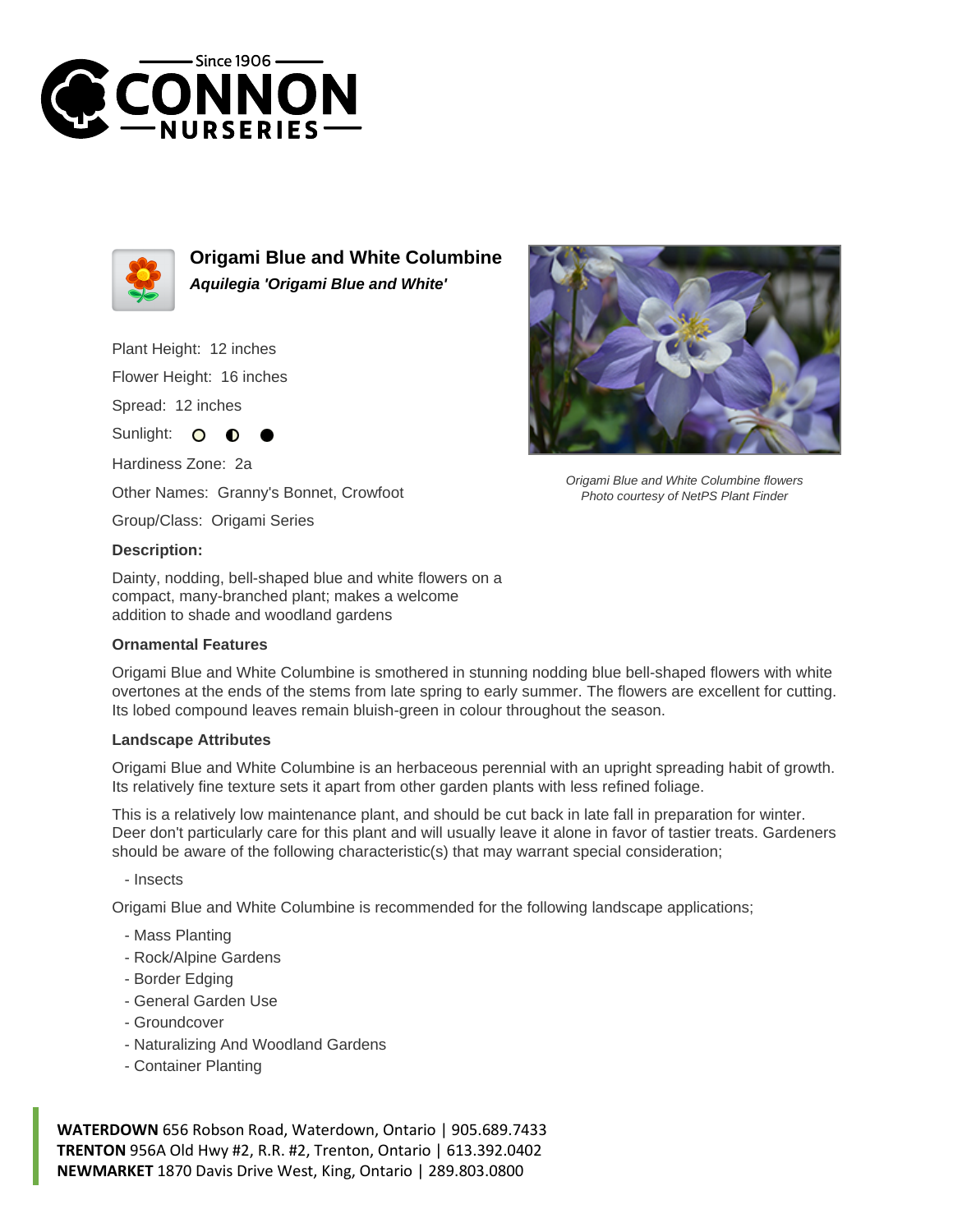# Origami Blue and White Columbine

***Aquilegia 'Origami Blue and White'***

Plant Height: 12 inches

Flower Height: 16 inches

Spread: 12 inches

Sunlight:

Hardiness Zone: 2a

Other Names: Granny's Bonnet, Crowfoot

Group/Class: Origami Series

*Origami Blue and White Columbine flowers*
*Photo courtesy of NetPS Plant Finder*

### Description:

Dainty, nodding, bell-shaped blue and white flowers on a compact, many-branched plant; makes a welcome addition to shade and woodland gardens

### Ornamental Features

Origami Blue and White Columbine is smothered in stunning nodding blue bell-shaped flowers with white overtones at the ends of the stems from late spring to early summer. The flowers are excellent for cutting. Its lobed compound leaves remain bluish-green in colour throughout the season.

### Landscape Attributes

Origami Blue and White Columbine is an herbaceous perennial with an upright spreading habit of growth. Its relatively fine texture sets it apart from other garden plants with less refined foliage.

This is a relatively low maintenance plant, and should be cut back in late fall in preparation for winter. Deer don't particularly care for this plant and will usually leave it alone in favor of tastier treats. Gardeners should be aware of the following characteristic(s) that may warrant special consideration;

- Insects

Origami Blue and White Columbine is recommended for the following landscape applications;

- Mass Planting
- Rock/Alpine Gardens
- Border Edging
- General Garden Use
- Groundcover
- Naturalizing And Woodland Gardens
- Container Planting

**WATERDOWN** 656 Robson Road, Waterdown, Ontario | 905.689.7433
**TRENTON** 956A Old Hwy #2, R.R. #2, Trenton, Ontario | 613.392.0402
**NEWMARKET** 1870 Davis Drive West, King, Ontario | 289.803.0800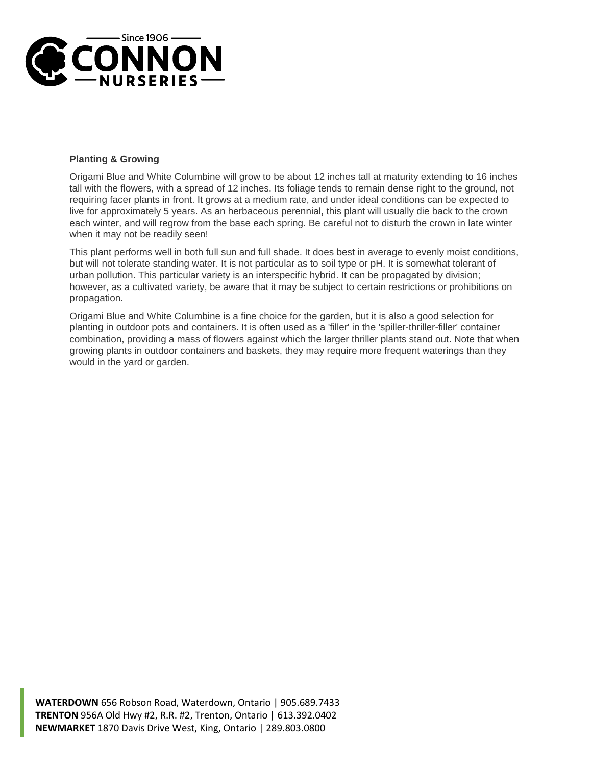### Planting & Growing

Origami Blue and White Columbine will grow to be about 12 inches tall at maturity extending to 16 inches tall with the flowers, with a spread of 12 inches. Its foliage tends to remain dense right to the ground, not requiring facer plants in front. It grows at a medium rate, and under ideal conditions can be expected to live for approximately 5 years. As an herbaceous perennial, this plant will usually die back to the crown each winter, and will regrow from the base each spring. Be careful not to disturb the crown in late winter when it may not be readily seen!

This plant performs well in both full sun and full shade. It does best in average to evenly moist conditions, but will not tolerate standing water. It is not particular as to soil type or pH. It is somewhat tolerant of urban pollution. This particular variety is an interspecific hybrid. It can be propagated by division; however, as a cultivated variety, be aware that it may be subject to certain restrictions or prohibitions on propagation.

Origami Blue and White Columbine is a fine choice for the garden, but it is also a good selection for planting in outdoor pots and containers. It is often used as a 'filler' in the 'spiller-thriller-filler' container combination, providing a mass of flowers against which the larger thriller plants stand out. Note that when growing plants in outdoor containers and baskets, they may require more frequent waterings than they would in the yard or garden.